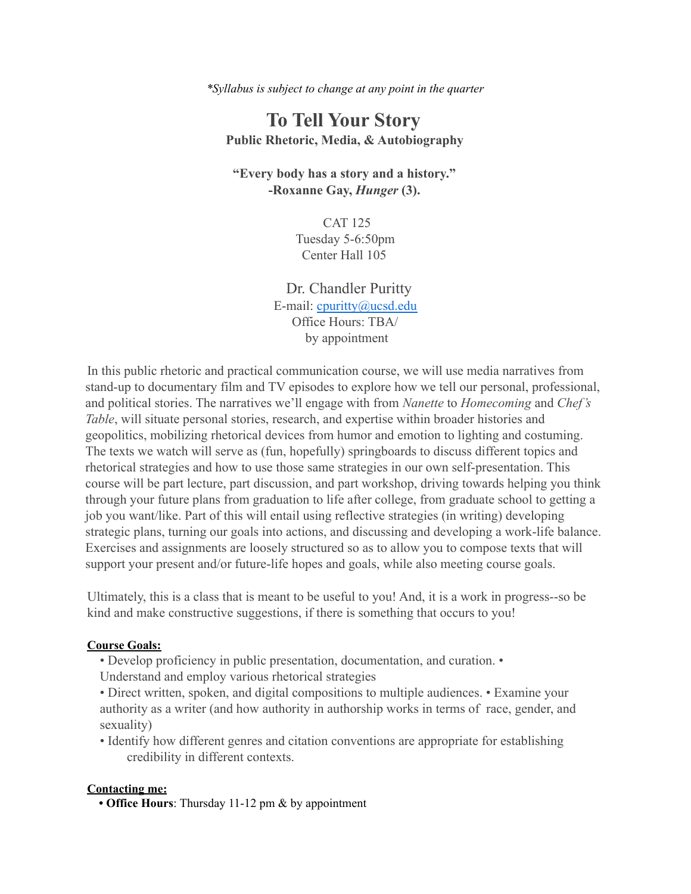*\*Syllabus is subject to change at any point in the quarter*

# To Tell Your Story

**Public Rhetoric, Media, & Autobiography**

**"Every body has a story and a history."**
**-Roxanne Gay, *Hunger* (3).**

CAT 125
Tuesday 5-6:50pm
Center Hall 105

Dr. Chandler Puritty
E-mail: cpuritty@ucsd.edu
Office Hours: TBA/
by appointment

In this public rhetoric and practical communication course, we will use media narratives from stand-up to documentary film and TV episodes to explore how we tell our personal, professional, and political stories. The narratives we'll engage with from *Nanette* to *Homecoming* and *Chef's Table*, will situate personal stories, research, and expertise within broader histories and geopolitics, mobilizing rhetorical devices from humor and emotion to lighting and costuming. The texts we watch will serve as (fun, hopefully) springboards to discuss different topics and rhetorical strategies and how to use those same strategies in our own self-presentation. This course will be part lecture, part discussion, and part workshop, driving towards helping you think through your future plans from graduation to life after college, from graduate school to getting a job you want/like. Part of this will entail using reflective strategies (in writing) developing strategic plans, turning our goals into actions, and discussing and developing a work-life balance. Exercises and assignments are loosely structured so as to allow you to compose texts that will support your present and/or future-life hopes and goals, while also meeting course goals.

Ultimately, this is a class that is meant to be useful to you! And, it is a work in progress--so be kind and make constructive suggestions, if there is something that occurs to you!

**Course Goals:**

- Develop proficiency in public presentation, documentation, and curation.
- Understand and employ various rhetorical strategies
- Direct written, spoken, and digital compositions to multiple audiences.
- Examine your authority as a writer (and how authority in authorship works in terms of race, gender, and sexuality)
- Identify how different genres and citation conventions are appropriate for establishing credibility in different contexts.

**Contacting me:**

- **Office Hours**: Thursday 11-12 pm & by appointment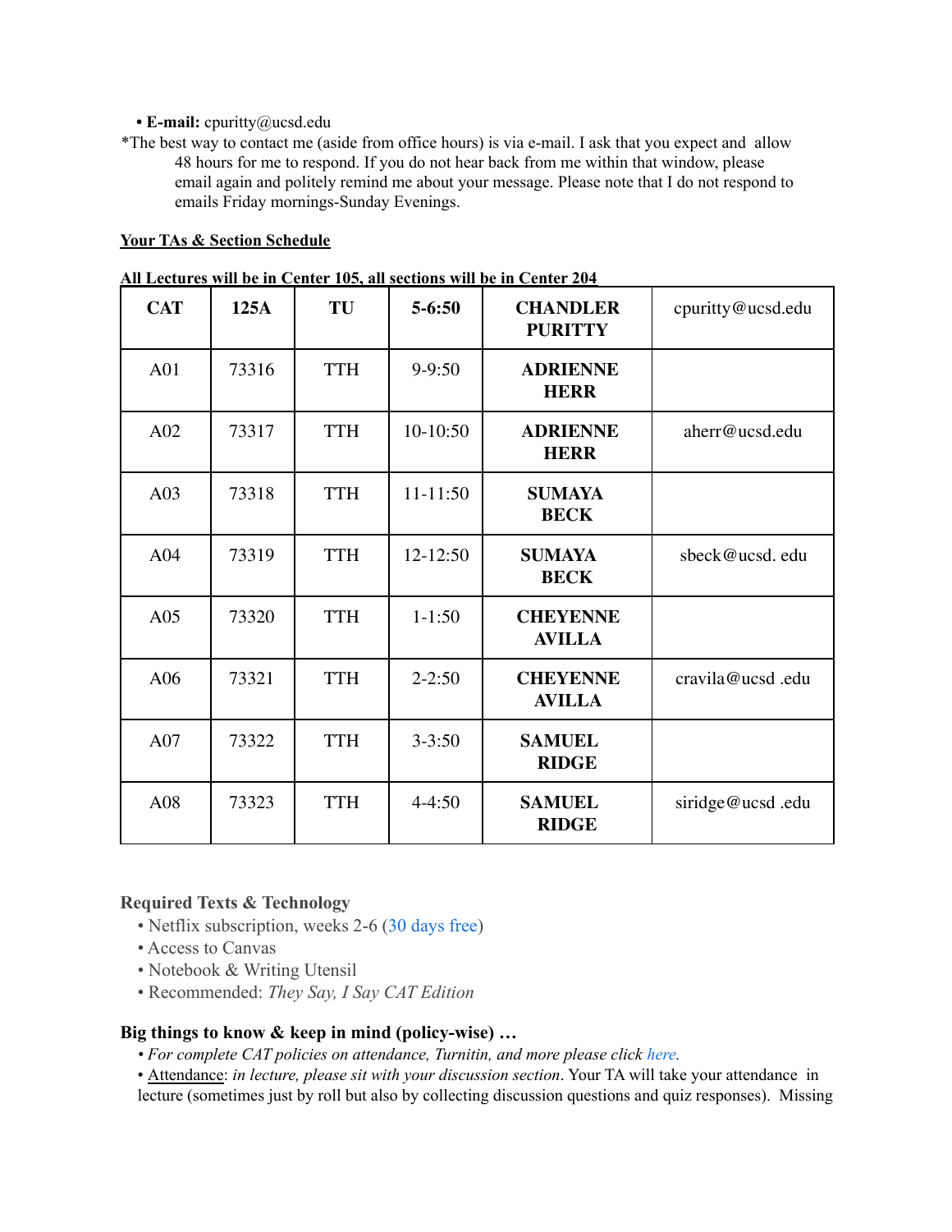- **E-mail:** cpuritty@ucsd.edu

*The best way to contact me (aside from office hours) is via e-mail. I ask that you expect and allow 48 hours for me to respond. If you do not hear back from me within that window, please email again and politely remind me about your message. Please note that I do not respond to emails Friday mornings-Sunday Evenings.

**Your TAs & Section Schedule**

**All Lectures will be in Center 105, all sections will be in Center 204**

| **CAT** | **125A** | **TU** | **5-6:50** | **CHANDLER PURITTY** | cpuritty@ucsd.edu |
|---|---|---|---|---|---|
| A01 | 73316 | TTH | 9-9:50 | **ADRIENNE HERR** | |
| A02 | 73317 | TTH | 10-10:50 | **ADRIENNE HERR** | aherr@ucsd.edu |
| A03 | 73318 | TTH | 11-11:50 | **SUMAYA BECK** | |
| A04 | 73319 | TTH | 12-12:50 | **SUMAYA BECK** | sbeck@ucsd. edu |
| A05 | 73320 | TTH | 1-1:50 | **CHEYENNE AVILLA** | |
| A06 | 73321 | TTH | 2-2:50 | **CHEYENNE AVILLA** | cravila@ucsd .edu |
| A07 | 73322 | TTH | 3-3:50 | **SAMUEL RIDGE** | |
| A08 | 73323 | TTH | 4-4:50 | **SAMUEL RIDGE** | siridge@ucsd .edu |

**Required Texts & Technology**

- Netflix subscription, weeks 2-6 (30 days free)
- Access to Canvas
- Notebook & Writing Utensil
- Recommended: *They Say, I Say CAT Edition*

**Big things to know & keep in mind (policy-wise) …**

- *For complete CAT policies on attendance, Turnitin, and more please click here.*
- Attendance: *in lecture, please sit with your discussion section*. Your TA will take your attendance in lecture (sometimes just by roll but also by collecting discussion questions and quiz responses). Missing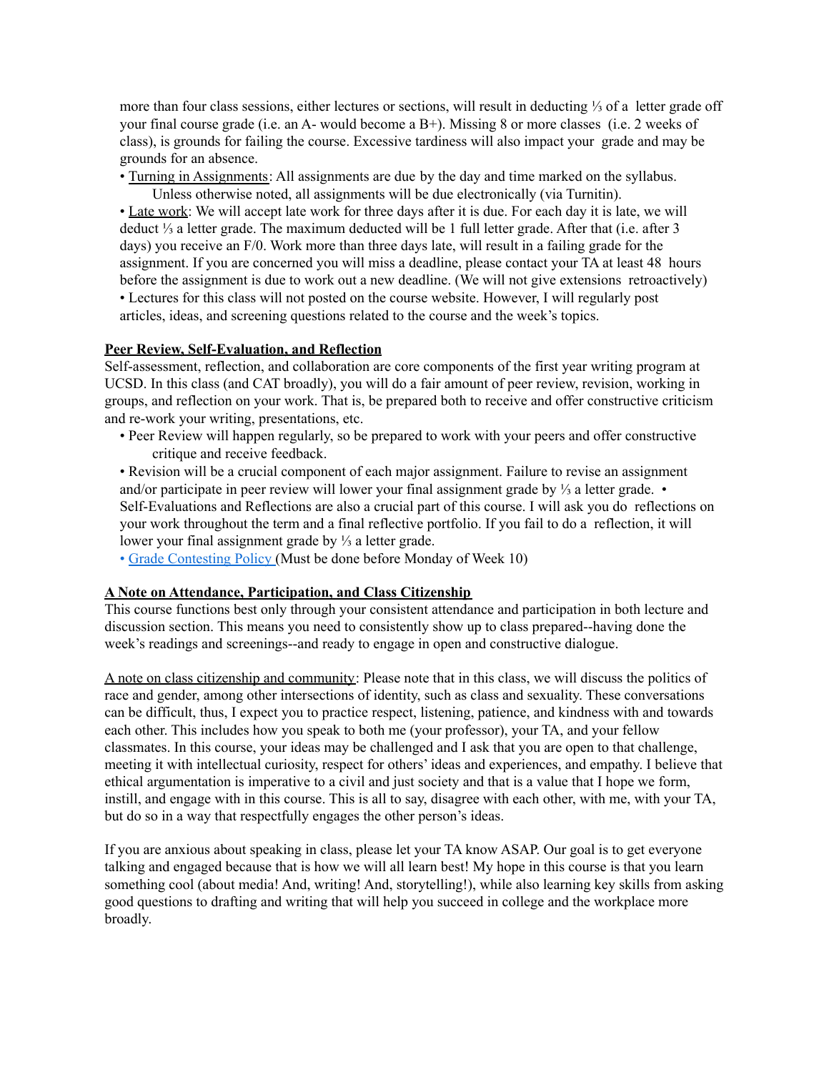more than four class sessions, either lectures or sections, will result in deducting ⅓ of a letter grade off your final course grade (i.e. an A- would become a B+). Missing 8 or more classes (i.e. 2 weeks of class), is grounds for failing the course. Excessive tardiness will also impact your grade and may be grounds for an absence.

- Turning in Assignments: All assignments are due by the day and time marked on the syllabus. Unless otherwise noted, all assignments will be due electronically (via Turnitin).
- Late work: We will accept late work for three days after it is due. For each day it is late, we will deduct ⅓ a letter grade. The maximum deducted will be 1 full letter grade. After that (i.e. after 3 days) you receive an F/0. Work more than three days late, will result in a failing grade for the assignment. If you are concerned you will miss a deadline, please contact your TA at least 48 hours before the assignment is due to work out a new deadline. (We will not give extensions retroactively)
- Lectures for this class will not posted on the course website. However, I will regularly post articles, ideas, and screening questions related to the course and the week's topics.

**Peer Review, Self-Evaluation, and Reflection**

Self-assessment, reflection, and collaboration are core components of the first year writing program at UCSD. In this class (and CAT broadly), you will do a fair amount of peer review, revision, working in groups, and reflection on your work. That is, be prepared both to receive and offer constructive criticism and re-work your writing, presentations, etc.

- Peer Review will happen regularly, so be prepared to work with your peers and offer constructive critique and receive feedback.
- Revision will be a crucial component of each major assignment. Failure to revise an assignment and/or participate in peer review will lower your final assignment grade by ⅓ a letter grade.
- Self-Evaluations and Reflections are also a crucial part of this course. I will ask you do reflections on your work throughout the term and a final reflective portfolio. If you fail to do a reflection, it will lower your final assignment grade by ⅓ a letter grade.
- Grade Contesting Policy (Must be done before Monday of Week 10)

**A Note on Attendance, Participation, and Class Citizenship**

This course functions best only through your consistent attendance and participation in both lecture and discussion section. This means you need to consistently show up to class prepared--having done the week's readings and screenings--and ready to engage in open and constructive dialogue.

A note on class citizenship and community: Please note that in this class, we will discuss the politics of race and gender, among other intersections of identity, such as class and sexuality. These conversations can be difficult, thus, I expect you to practice respect, listening, patience, and kindness with and towards each other. This includes how you speak to both me (your professor), your TA, and your fellow classmates. In this course, your ideas may be challenged and I ask that you are open to that challenge, meeting it with intellectual curiosity, respect for others' ideas and experiences, and empathy. I believe that ethical argumentation is imperative to a civil and just society and that is a value that I hope we form, instill, and engage with in this course. This is all to say, disagree with each other, with me, with your TA, but do so in a way that respectfully engages the other person's ideas.

If you are anxious about speaking in class, please let your TA know ASAP. Our goal is to get everyone talking and engaged because that is how we will all learn best! My hope in this course is that you learn something cool (about media! And, writing! And, storytelling!), while also learning key skills from asking good questions to drafting and writing that will help you succeed in college and the workplace more broadly.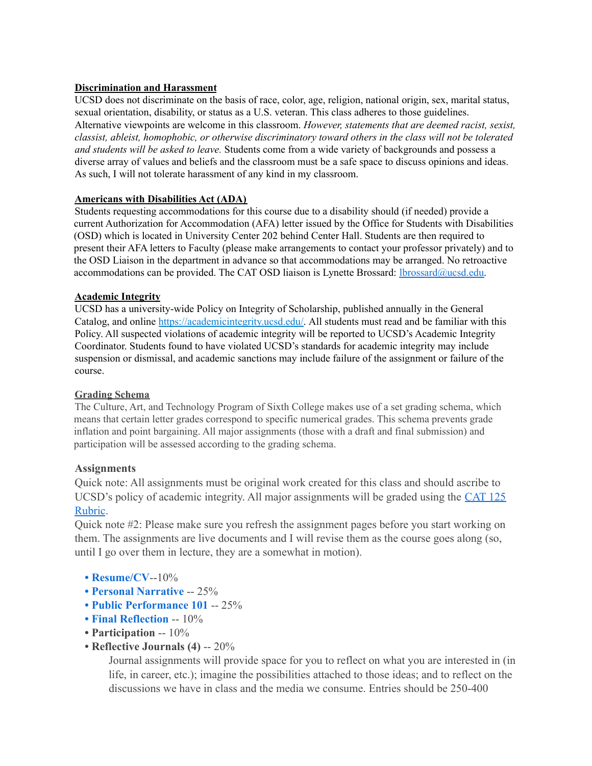**Discrimination and Harassment**

UCSD does not discriminate on the basis of race, color, age, religion, national origin, sex, marital status, sexual orientation, disability, or status as a U.S. veteran. This class adheres to those guidelines. Alternative viewpoints are welcome in this classroom. *However, statements that are deemed racist, sexist, classist, ableist, homophobic, or otherwise discriminatory toward others in the class will not be tolerated and students will be asked to leave.* Students come from a wide variety of backgrounds and possess a diverse array of values and beliefs and the classroom must be a safe space to discuss opinions and ideas. As such, I will not tolerate harassment of any kind in my classroom.

**Americans with Disabilities Act (ADA)**

Students requesting accommodations for this course due to a disability should (if needed) provide a current Authorization for Accommodation (AFA) letter issued by the Office for Students with Disabilities (OSD) which is located in University Center 202 behind Center Hall. Students are then required to present their AFA letters to Faculty (please make arrangements to contact your professor privately) and to the OSD Liaison in the department in advance so that accommodations may be arranged. No retroactive accommodations can be provided. The CAT OSD liaison is Lynette Brossard: lbrossard@ucsd.edu.

**Academic Integrity**

UCSD has a university-wide Policy on Integrity of Scholarship, published annually in the General Catalog, and online https://academicintegrity.ucsd.edu/. All students must read and be familiar with this Policy. All suspected violations of academic integrity will be reported to UCSD's Academic Integrity Coordinator. Students found to have violated UCSD's standards for academic integrity may include suspension or dismissal, and academic sanctions may include failure of the assignment or failure of the course.

**Grading Schema**

The Culture, Art, and Technology Program of Sixth College makes use of a set grading schema, which means that certain letter grades correspond to specific numerical grades. This schema prevents grade inflation and point bargaining. All major assignments (those with a draft and final submission) and participation will be assessed according to the grading schema.

**Assignments**

Quick note: All assignments must be original work created for this class and should ascribe to UCSD's policy of academic integrity. All major assignments will be graded using the CAT 125 Rubric.

Quick note #2: Please make sure you refresh the assignment pages before you start working on them. The assignments are live documents and I will revise them as the course goes along (so, until I go over them in lecture, they are a somewhat in motion).

- **Resume/CV**--10%
- **Personal Narrative** -- 25%
- **Public Performance 101** -- 25%
- **Final Reflection** -- 10%
- **Participation** -- 10%
- **Reflective Journals (4)** -- 20%

  Journal assignments will provide space for you to reflect on what you are interested in (in life, in career, etc.); imagine the possibilities attached to those ideas; and to reflect on the discussions we have in class and the media we consume. Entries should be 250-400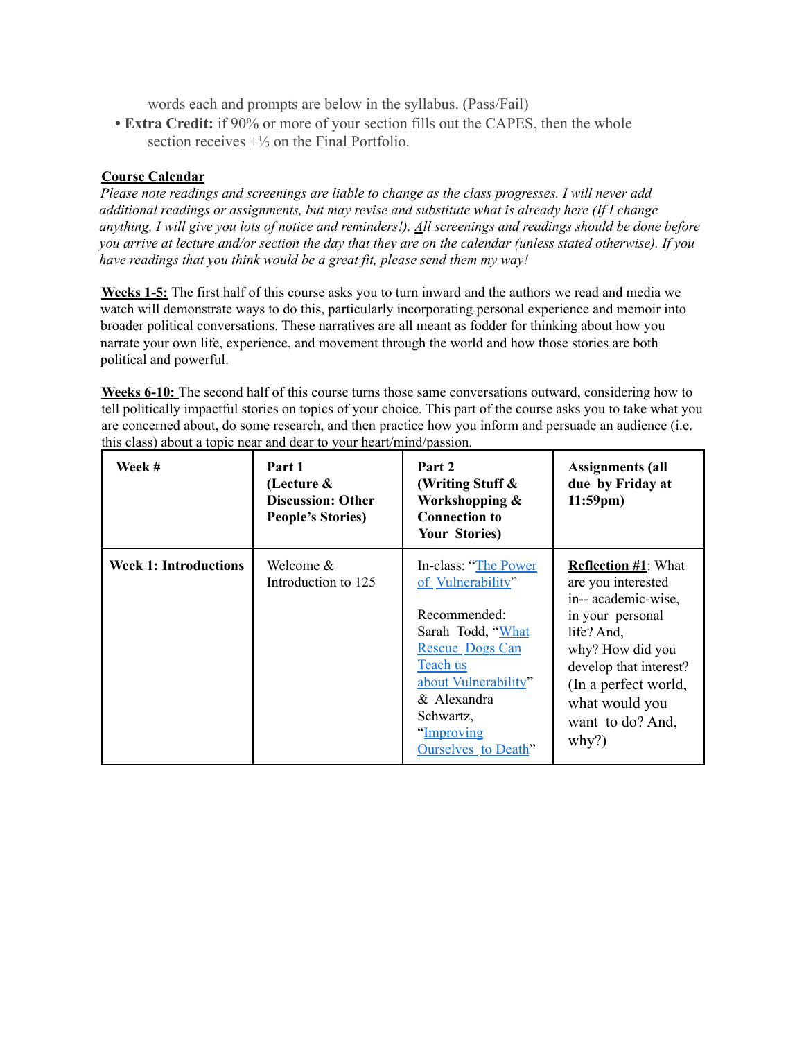words each and prompts are below in the syllabus. (Pass/Fail)

- **Extra Credit:** if 90% or more of your section fills out the CAPES, then the whole section receives +⅓ on the Final Portfolio.

**Course Calendar**

*Please note readings and screenings are liable to change as the class progresses. I will never add additional readings or assignments, but may revise and substitute what is already here (If I change anything, I will give you lots of notice and reminders!). All screenings and readings should be done before you arrive at lecture and/or section the day that they are on the calendar (unless stated otherwise). If you have readings that you think would be a great fit, please send them my way!*

**Weeks 1-5:** The first half of this course asks you to turn inward and the authors we read and media we watch will demonstrate ways to do this, particularly incorporating personal experience and memoir into broader political conversations. These narratives are all meant as fodder for thinking about how you narrate your own life, experience, and movement through the world and how those stories are both political and powerful.

**Weeks 6-10:** The second half of this course turns those same conversations outward, considering how to tell politically impactful stories on topics of your choice. This part of the course asks you to take what you are concerned about, do some research, and then practice how you inform and persuade an audience (i.e. this class) about a topic near and dear to your heart/mind/passion.

| Week # | Part 1 (Lecture & Discussion: Other People's Stories) | Part 2 (Writing Stuff & Workshopping & Connection to Your Stories) | Assignments (all due by Friday at 11:59pm) |
|---|---|---|---|
| **Week 1: Introductions** | Welcome & Introduction to 125 | In-class: "The Power of Vulnerability"<br><br>Recommended: Sarah Todd, "What Rescue Dogs Can Teach us about Vulnerability" & Alexandra Schwartz, "Improving Ourselves to Death" | **Reflection #1**: What are you interested in-- academic-wise, in your personal life? And, why? How did you develop that interest? (In a perfect world, what would you want to do? And, why?) |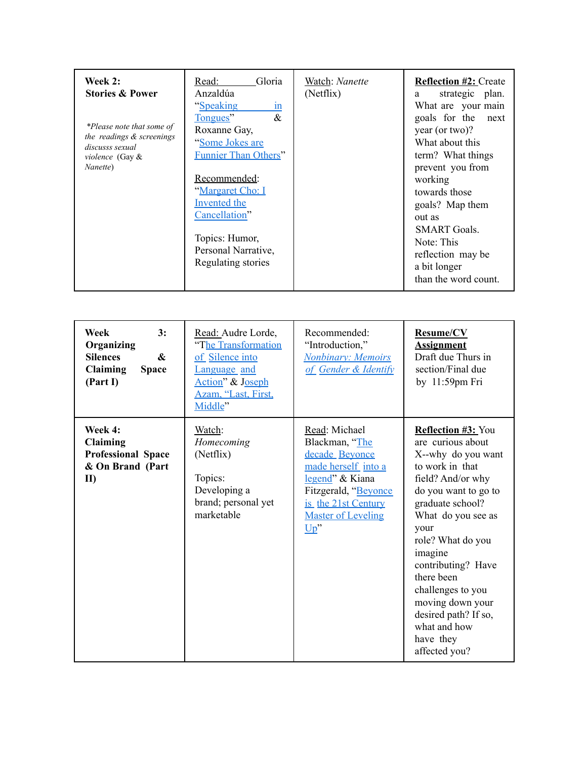| **Week 2: Stories & Power**<br><br>*\*Please note that some of the readings & screenings discusss sexual violence (Gay & Nanette)* | Read: Gloria Anzaldúa "Speaking in Tongues" & Roxanne Gay, "Some Jokes are Funnier Than Others"<br><br>Recommended: "Margaret Cho: I Invented the Cancellation"<br><br>Topics: Humor, Personal Narrative, Regulating stories | Watch: *Nanette* (Netflix) | **Reflection #2:** Create a strategic plan. What are your main goals for the next year (or two)? What about this term? What things prevent you from working towards those goals? Map them out as SMART Goals. Note: This reflection may be a bit longer than the word count. |
|---|---|---|---|

| **Week 3: Organizing Silences & Claiming Space (Part I)** | Read: Audre Lorde, "The Transformation of Silence into Language and Action" & Joseph Azam, "Last, First, Middle" | Recommended: "Introduction," *Nonbinary: Memoirs of Gender & Identify* | **Resume/CV Assignment**<br>Draft due Thurs in section/Final due by 11:59pm Fri |
|---|---|---|---|
| **Week 4: Claiming Professional Space & On Brand (Part II)** | Watch: *Homecoming* (Netflix)<br><br>Topics: Developing a brand; personal yet marketable | Read: Michael Blackman, "The decade Beyonce made herself into a legend" & Kiana Fitzgerald, "Beyonce is the 21st Century Master of Leveling Up" | **Reflection #3:** You are curious about X--why do you want to work in that field? And/or why do you want to go to graduate school? What do you see as your role? What do you imagine contributing? Have there been challenges to you moving down your desired path? If so, what and how have they affected you? |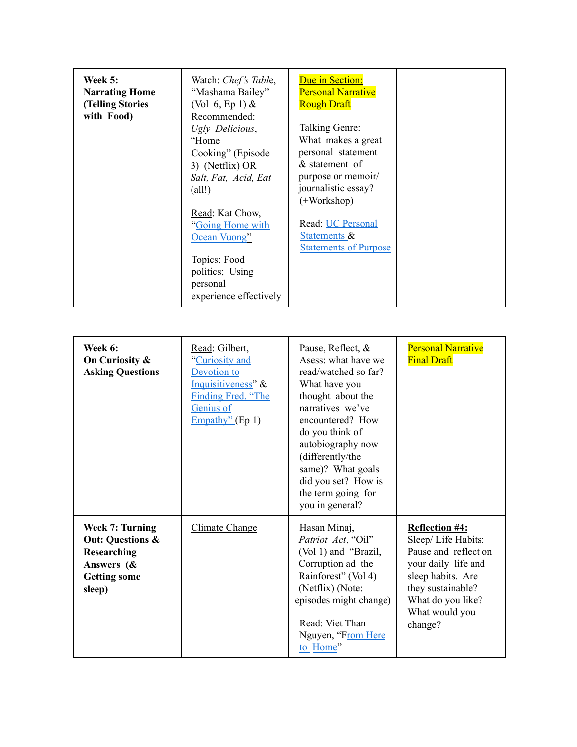| **Week 5: Narrating Home (Telling Stories with Food)** | Watch: *Chef's Table*, "Mashama Bailey" (Vol 6, Ep 1) & Recommended: *Ugly Delicious*, "Home Cooking" (Episode 3) (Netflix) OR *Salt, Fat, Acid, Eat* (all!)<br><br>Read: Kat Chow, "Going Home with Ocean Vuong"<br><br>Topics: Food politics; Using personal experience effectively | Due in Section: Personal Narrative Rough Draft<br><br>Talking Genre: What makes a great personal statement & statement of purpose or memoir/ journalistic essay? (+Workshop)<br><br>Read: UC Personal Statements & Statements of Purpose | |
|---|---|---|---|

| **Week 6: On Curiosity & Asking Questions** | Read: Gilbert, "Curiosity and Devotion to Inquisitiveness" & Finding Fred, "The Genius of Empathy" (Ep 1) | Pause, Reflect, & Asess: what have we read/watched so far? What have you thought about the narratives we've encountered? How do you think of autobiography now (differently/the same)? What goals did you set? How is the term going for you in general? | Personal Narrative Final Draft |
|---|---|---|---|
| **Week 7: Turning Out: Questions & Researching Answers (& Getting some sleep)** | Climate Change | Hasan Minaj, *Patriot Act*, "Oil" (Vol 1) and "Brazil, Corruption ad the Rainforest" (Vol 4) (Netflix) (Note: episodes might change)<br><br>Read: Viet Than Nguyen, "From Here to Home" | **Reflection #4:** Sleep/ Life Habits: Pause and reflect on your daily life and sleep habits. Are they sustainable? What do you like? What would you change? |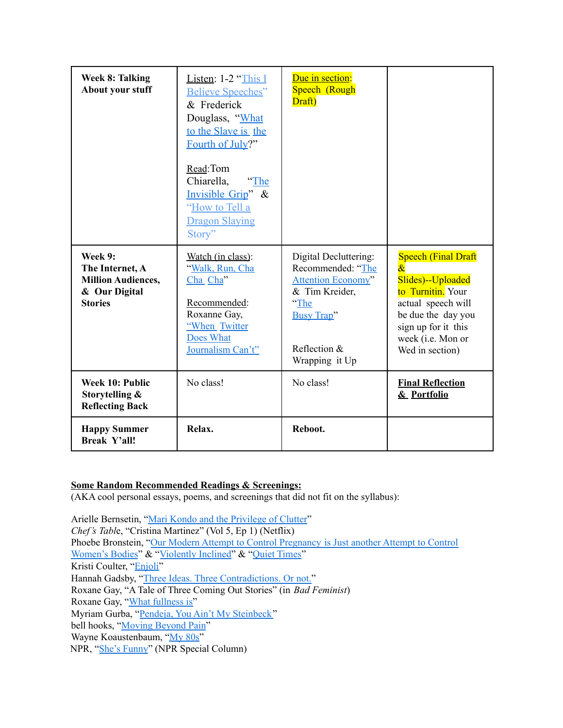| Week 8: Talking About your stuff | Listen: 1-2 "This I Believe Speeches" & Frederick Douglass, "What to the Slave is the Fourth of July?"<br><br>Read: Tom Chiarella, "The Invisible Grip" & "How to Tell a Dragon Slaying Story" | Due in section: Speech (Rough Draft) | |
|---|---|---|---|
| **Week 9: The Internet, A Million Audiences, & Our Digital Stories** | Watch (in class): "Walk, Run, Cha Cha Cha"<br><br>Recommended: Roxanne Gay, "When Twitter Does What Journalism Can't" | Digital Decluttering: Recommended: "The Attention Economy" & Tim Kreider, "The Busy Trap"<br><br>Reflection & Wrapping it Up | Speech (Final Draft & Slides)--Uploaded to Turnitin. Your actual speech will be due the day you sign up for it this week (i.e. Mon or Wed in section) |
| **Week 10: Public Storytelling & Reflecting Back** | No class! | No class! | **Final Reflection & Portfolio** |
| **Happy Summer Break Y'all!** | **Relax.** | **Reboot.** | |

**Some Random Recommended Readings & Screenings:**
(AKA cool personal essays, poems, and screenings that did not fit on the syllabus):

Arielle Bernsetin, "Mari Kondo and the Privilege of Clutter"
*Chef's Table*, "Cristina Martinez" (Vol 5, Ep 1) (Netflix)
Phoebe Bronstein, "Our Modern Attempt to Control Pregnancy is Just another Attempt to Control Women's Bodies" & "Violently Inclined" & "Quiet Times"
Kristi Coulter, "Enjoli"
Hannah Gadsby, "Three Ideas. Three Contradictions. Or not."
Roxane Gay, "A Tale of Three Coming Out Stories" (in *Bad Feminist*)
Roxane Gay, "What fullness is"
Myriam Gurba, "Pendeja, You Ain't My Steinbeck"
bell hooks, "Moving Beyond Pain"
Wayne Koaustenbaum, "My 80s"
NPR, "She's Funny" (NPR Special Column)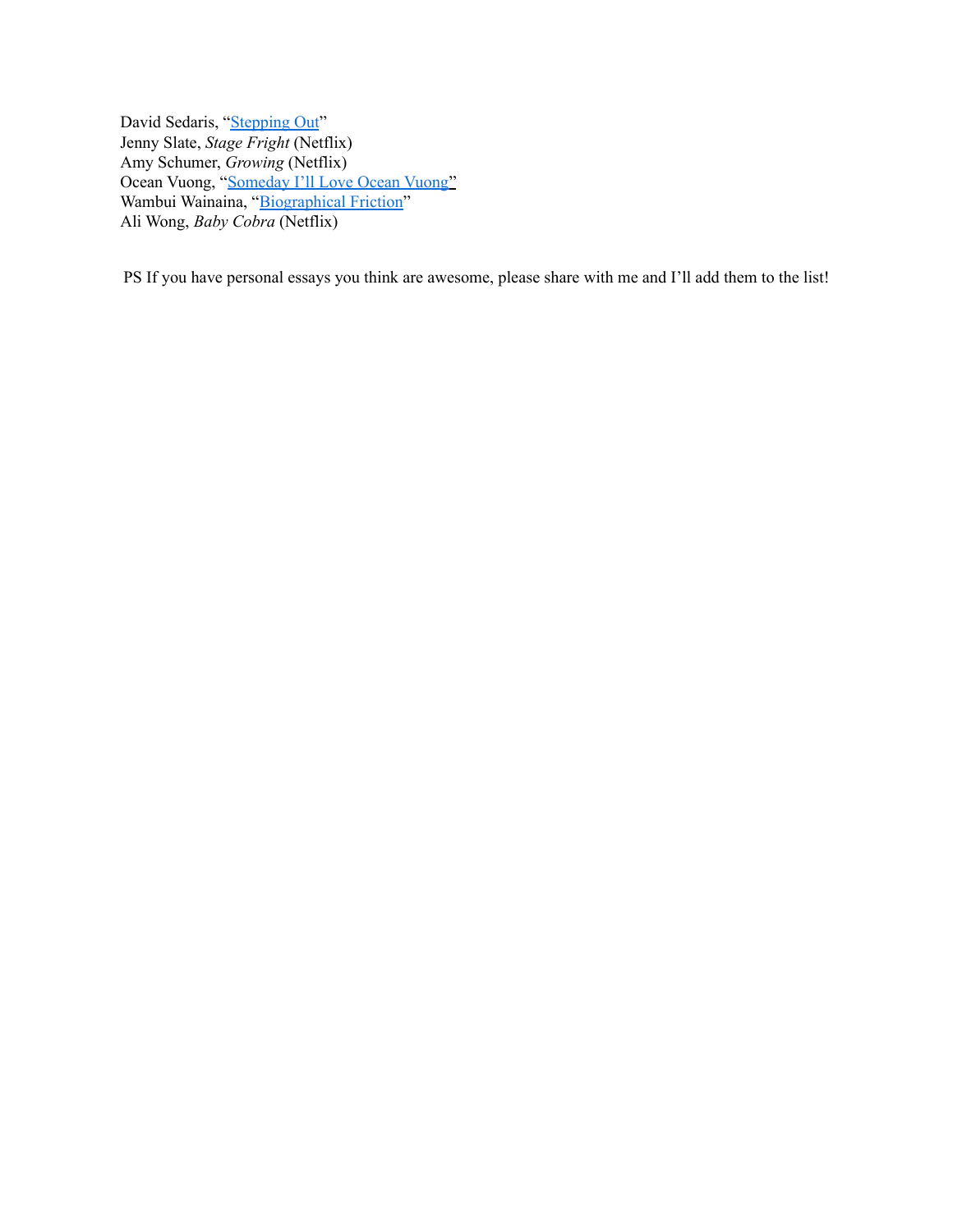David Sedaris, "Stepping Out"  
Jenny Slate, *Stage Fright* (Netflix)  
Amy Schumer, *Growing* (Netflix)  
Ocean Vuong, "Someday I'll Love Ocean Vuong"  
Wambui Wainaina, "Biographical Friction"  
Ali Wong, *Baby Cobra* (Netflix)

PS If you have personal essays you think are awesome, please share with me and I'll add them to the list!